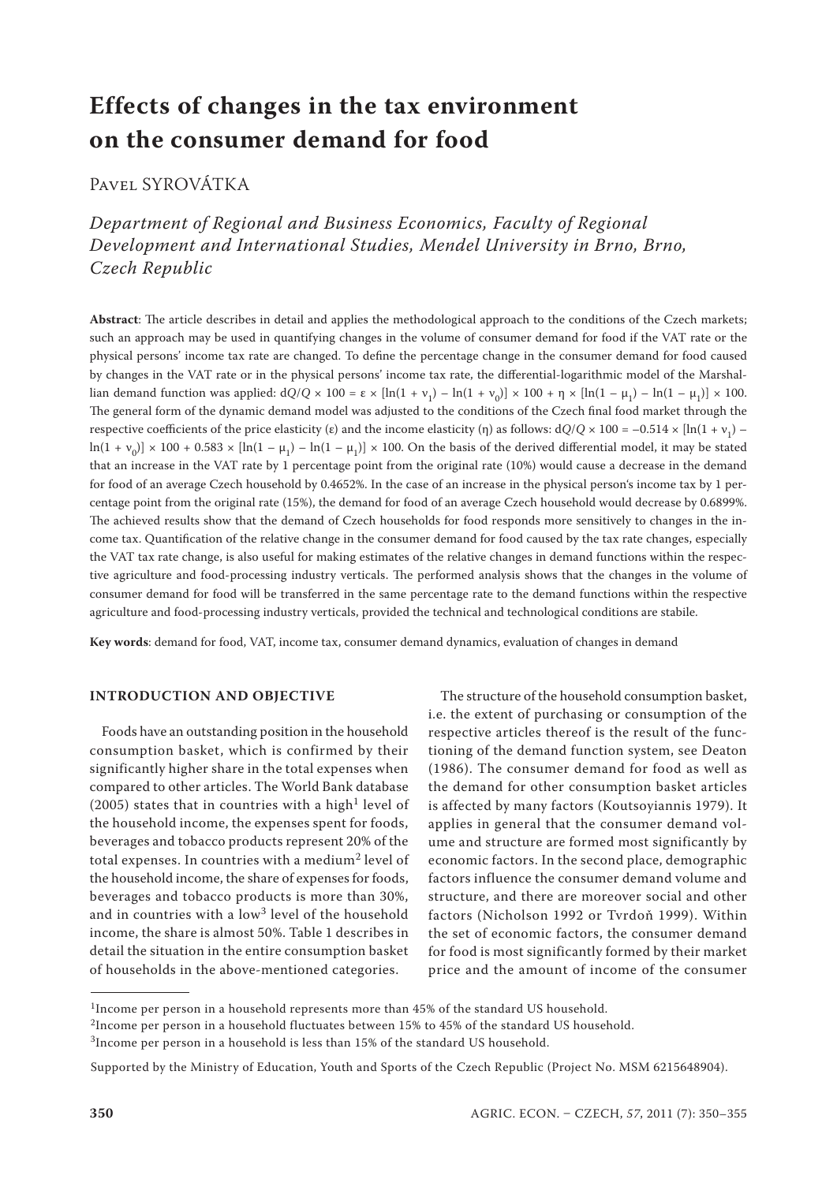# Effects of changes in the tax environment on the consumer demand for food

Pavel SYROVÁTKA

*Department of Regional and Business Economics, Faculty of Regional Development and International Studies, Mendel University in Brno, Brno, Czech Republic*

**Abstract**: The article describes in detail and applies the methodological approach to the conditions of the Czech markets; such an approach may be used in quantifying changes in the volume of consumer demand for food if the VAT rate or the physical persons' income tax rate are changed. To define the percentage change in the consumer demand for food caused by changes in the VAT rate or in the physical persons' income tax rate, the differential-logarithmic model of the Marshallian demand function was applied: $dQ/Q \times 100 = \varepsilon \times [\ln(1 + \nu_1) - \ln(1 + \nu_0)] \times 100 + \eta \times [\ln(1 - \mu_1) - \ln(1 - \mu_1)] \times 100$. The general form of the dynamic demand model was adjusted to the conditions of the Czech final food market through the respective coefficients of the price elasticity ($\varepsilon$) and the income elasticity ($\eta$) as follows: $dQ/Q \times 100 = -0.514 \times [\ln(1 + \nu_1) - \ln(1 + \nu_0)] \times 100 + 0.583 \times [\ln(1 - \mu_1) - \ln(1 - \mu_1)] \times 100$. On the basis of the derived differential model, it may be stated that an increase in the VAT rate by 1 percentage point from the original rate (10%) would cause a decrease in the demand for food of an average Czech household by 0.4652%. In the case of an increase in the physical person's income tax by 1 percentage point from the original rate (15%), the demand for food of an average Czech household would decrease by 0.6899%. The achieved results show that the demand of Czech households for food responds more sensitively to changes in the income tax. Quantification of the relative change in the consumer demand for food caused by the tax rate changes, especially the VAT tax rate change, is also useful for making estimates of the relative changes in demand functions within the respective agriculture and food-processing industry verticals. The performed analysis shows that the changes in the volume of consumer demand for food will be transferred in the same percentage rate to the demand functions within the respective agriculture and food-processing industry verticals, provided the technical and technological conditions are stabile.

**Key words**: demand for food, VAT, income tax, consumer demand dynamics, evaluation of changes in demand

## INTRODUCTION AND OBJECTIVE

Foods have an outstanding position in the household consumption basket, which is confirmed by their significantly higher share in the total expenses when compared to other articles. The World Bank database (2005) states that in countries with a high[1] level of the household income, the expenses spent for foods, beverages and tobacco products represent 20% of the total expenses. In countries with a medium[2] level of the household income, the share of expenses for foods, beverages and tobacco products is more than 30%, and in countries with a low[3] level of the household income, the share is almost 50%. Table 1 describes in detail the situation in the entire consumption basket of households in the above-mentioned categories.

The structure of the household consumption basket, i.e. the extent of purchasing or consumption of the respective articles thereof is the result of the functioning of the demand function system, see Deaton (1986). The consumer demand for food as well as the demand for other consumption basket articles is affected by many factors (Koutsoyiannis 1979). It applies in general that the consumer demand volume and structure are formed most significantly by economic factors. In the second place, demographic factors influence the consumer demand volume and structure, and there are moreover social and other factors (Nicholson 1992 or Tvrdoň 1999). Within the set of economic factors, the consumer demand for food is most significantly formed by their market price and the amount of income of the consumer

[1]Income per person in a household represents more than 45% of the standard US household.

[2]Income per person in a household fluctuates between 15% to 45% of the standard US household.

[3]Income per person in a household is less than 15% of the standard US household.

Supported by the Ministry of Education, Youth and Sports of the Czech Republic (Project No. MSM 6215648904).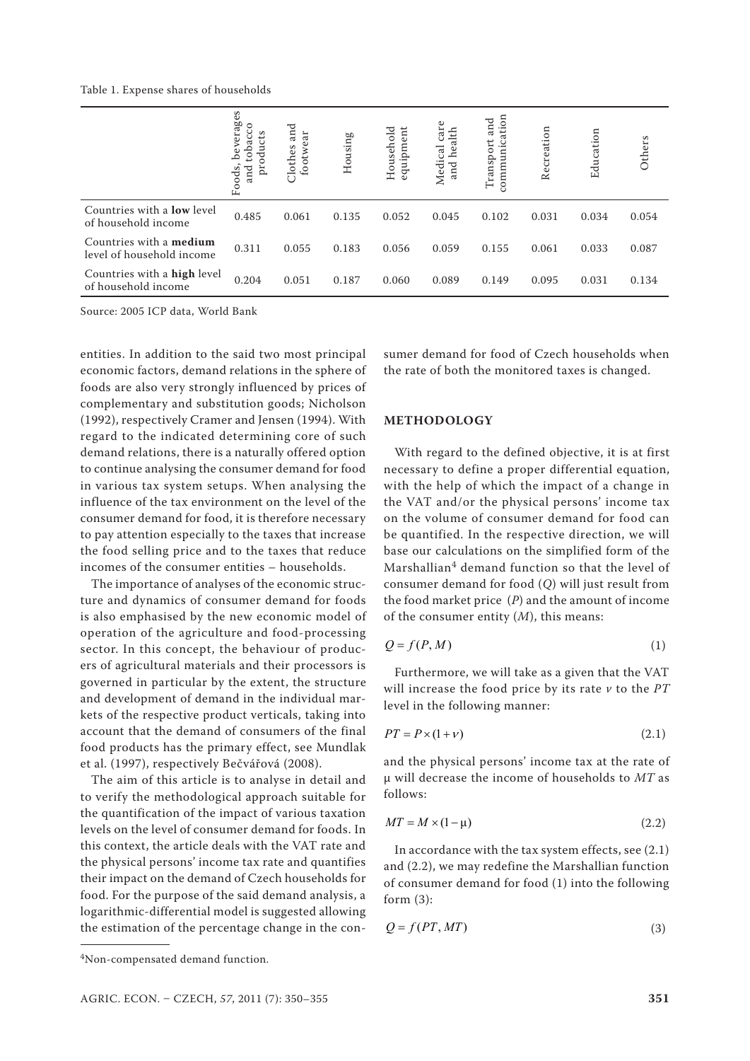Table 1. Expense shares of households

| | Foods, beverages and tobacco products | Clothes and footwear | Housing | Household equipment | Medical care and health | Transport and communication | Recreation | Education | Others |
|---|---|---|---|---|---|---|---|---|---|
| Countries with a **low** level of household income | 0.485 | 0.061 | 0.135 | 0.052 | 0.045 | 0.102 | 0.031 | 0.034 | 0.054 |
| Countries with a **medium** level of household income | 0.311 | 0.055 | 0.183 | 0.056 | 0.059 | 0.155 | 0.061 | 0.033 | 0.087 |
| Countries with a **high** level of household income | 0.204 | 0.051 | 0.187 | 0.060 | 0.089 | 0.149 | 0.095 | 0.031 | 0.134 |

Source: 2005 ICP data, World Bank

entities. In addition to the said two most principal economic factors, demand relations in the sphere of foods are also very strongly influenced by prices of complementary and substitution goods; Nicholson (1992), respectively Cramer and Jensen (1994). With regard to the indicated determining core of such demand relations, there is a naturally offered option to continue analysing the consumer demand for food in various tax system setups. When analysing the influence of the tax environment on the level of the consumer demand for food, it is therefore necessary to pay attention especially to the taxes that increase the food selling price and to the taxes that reduce incomes of the consumer entities – households.

The importance of analyses of the economic structure and dynamics of consumer demand for foods is also emphasised by the new economic model of operation of the agriculture and food-processing sector. In this concept, the behaviour of producers of agricultural materials and their processors is governed in particular by the extent, the structure and development of demand in the individual markets of the respective product verticals, taking into account that the demand of consumers of the final food products has the primary effect, see Mundlak et al. (1997), respectively Bečvářová (2008).

The aim of this article is to analyse in detail and to verify the methodological approach suitable for the quantification of the impact of various taxation levels on the level of consumer demand for foods. In this context, the article deals with the VAT rate and the physical persons' income tax rate and quantifies their impact on the demand of Czech households for food. For the purpose of the said demand analysis, a logarithmic-differential model is suggested allowing the estimation of the percentage change in the consumer demand for food of Czech households when the rate of both the monitored taxes is changed.

## METHODOLOGY

With regard to the defined objective, it is at first necessary to define a proper differential equation, with the help of which the impact of a change in the VAT and/or the physical persons' income tax on the volume of consumer demand for food can be quantified. In the respective direction, we will base our calculations on the simplified form of the Marshallian[4] demand function so that the level of consumer demand for food ($Q$) will just result from the food market price ($P$) and the amount of income of the consumer entity ($M$), this means:

$$Q = f(P, M) \tag{1}$$

Furthermore, we will take as a given that the VAT will increase the food price by its rate $v$ to the $PT$ level in the following manner:

$$PT = P \times (1 + v) \tag{2.1}$$

and the physical persons' income tax at the rate of $\mu$ will decrease the income of households to $MT$ as follows:

$$MT = M \times (1 - \mu) \tag{2.2}$$

In accordance with the tax system effects, see (2.1) and (2.2), we may redefine the Marshallian function of consumer demand for food (1) into the following form (3):

$$Q = f(PT, MT) \tag{3}$$

[4]Non-compensated demand function.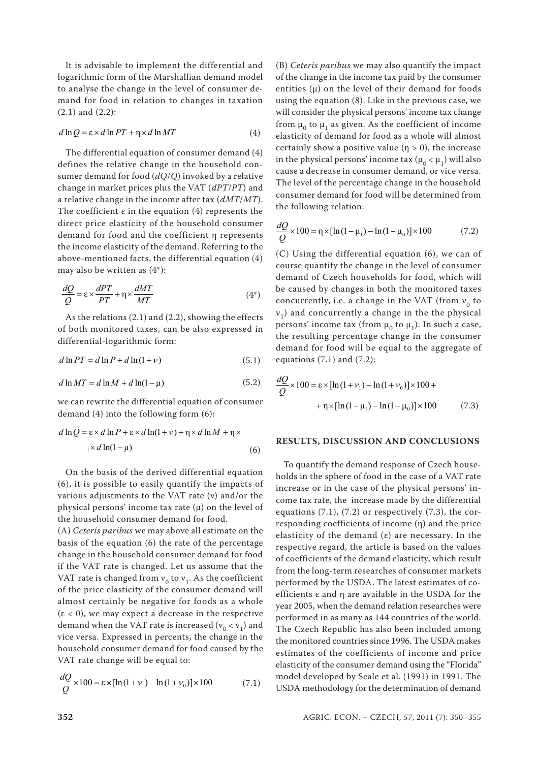It is advisable to implement the differential and logarithmic form of the Marshallian demand model to analyse the change in the level of consumer demand for food in relation to changes in taxation (2.1) and (2.2):

$$d\ln Q = \varepsilon \times d\ln PT + \eta \times d\ln MT \tag{4}$$

The differential equation of consumer demand (4) defines the relative change in the household consumer demand for food ($dQ/Q$) invoked by a relative change in market prices plus the VAT ($dPT/PT$) and a relative change in the income after tax ($dMT/MT$). The coefficient ε in the equation (4) represents the direct price elasticity of the household consumer demand for food and the coefficient η represents the income elasticity of the demand. Referring to the above-mentioned facts, the differential equation (4) may also be written as (4*):

$$\frac{dQ}{Q} = \varepsilon \times \frac{dPT}{PT} + \eta \times \frac{dMT}{MT} \tag{4*}$$

As the relations (2.1) and (2.2), showing the effects of both monitored taxes, can be also expressed in differential-logarithmic form:

$$d\ln PT = d\ln P + d\ln(1+\nu) \tag{5.1}$$

$$d\ln MT = d\ln M + d\ln(1-\mu) \tag{5.2}$$

we can rewrite the differential equation of consumer demand (4) into the following form (6):

$$d\ln Q = \varepsilon \times d\ln P + \varepsilon \times d\ln(1+\nu) + \eta \times d\ln M + \eta \times d\ln(1-\mu) \tag{6}$$

On the basis of the derived differential equation (6), it is possible to easily quantify the impacts of various adjustments to the VAT rate (ν) and/or the physical persons' income tax rate (μ) on the level of the household consumer demand for food.

(A) *Ceteris paribus* we may above all estimate on the basis of the equation (6) the rate of the percentage change in the household consumer demand for food if the VAT rate is changed. Let us assume that the VAT rate is changed from $\nu_0$ to $\nu_1$. As the coefficient of the price elasticity of the consumer demand will almost certainly be negative for foods as a whole ($\varepsilon < 0$), we may expect a decrease in the respective demand when the VAT rate is increased ($\nu_0 < \nu_1$) and vice versa. Expressed in percents, the change in the household consumer demand for food caused by the VAT rate change will be equal to:

$$\frac{dQ}{Q} \times 100 = \varepsilon \times [\ln(1+\nu_1) - \ln(1+\nu_0)] \times 100 \tag{7.1}$$

(B) *Ceteris paribus* we may also quantify the impact of the change in the income tax paid by the consumer entities (μ) on the level of their demand for foods using the equation (8). Like in the previous case, we will consider the physical persons' income tax change from $\mu_0$ to $\mu_1$ as given. As the coefficient of income elasticity of demand for food as a whole will almost certainly show a positive value ($\eta > 0$), the increase in the physical persons' income tax ($\mu_0 < \mu_1$) will also cause a decrease in consumer demand, or vice versa. The level of the percentage change in the household consumer demand for food will be determined from the following relation:

$$\frac{dQ}{Q} \times 100 = \eta \times [\ln(1-\mu_1) - \ln(1-\mu_0)] \times 100 \tag{7.2}$$

(C) Using the differential equation (6), we can of course quantify the change in the level of consumer demand of Czech households for food, which will be caused by changes in both the monitored taxes concurrently, i.e. a change in the VAT (from $\nu_0$ to $\nu_1$) and concurrently a change in the the physical persons' income tax (from $\mu_0$ to $\mu_1$). In such a case, the resulting percentage change in the consumer demand for food will be equal to the aggregate of equations (7.1) and (7.2):

$$\frac{dQ}{Q} \times 100 = \varepsilon \times [\ln(1+\nu_1) - \ln(1+\nu_0)] \times 100 + \eta \times [\ln(1-\mu_1) - \ln(1-\mu_0)] \times 100 \tag{7.3}$$

## RESULTS, DISCUSSION AND CONCLUSIONS

To quantify the demand response of Czech households in the sphere of food in the case of a VAT rate increase or in the case of the physical persons' income tax rate, the increase made by the differential equations (7.1), (7.2) or respectively (7.3), the corresponding coefficients of income (η) and the price elasticity of the demand (ε) are necessary. In the respective regard, the article is based on the values of coefficients of the demand elasticity, which result from the long-term researches of consumer markets performed by the USDA. The latest estimates of coefficients ε and η are available in the USDA for the year 2005, when the demand relation researches were performed in as many as 144 countries of the world. The Czech Republic has also been included among the monitored countries since 1996. The USDA makes estimates of the coefficients of income and price elasticity of the consumer demand using the "Florida" model developed by Seale et al. (1991) in 1991. The USDA methodology for the determination of demand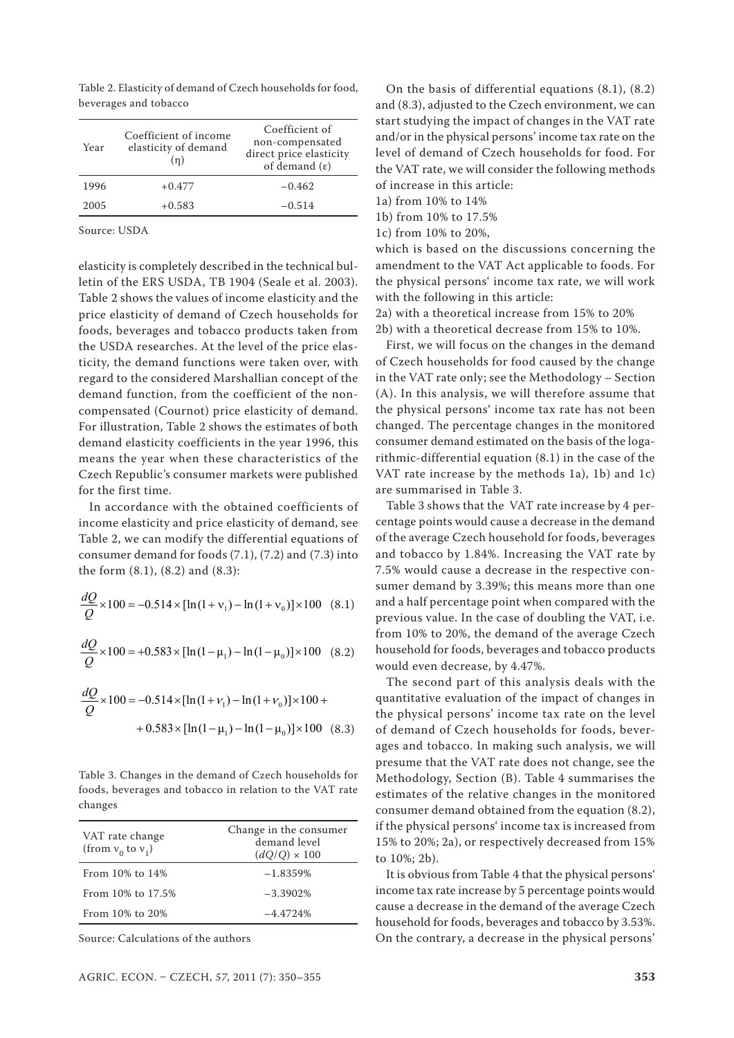Table 2. Elasticity of demand of Czech households for food, beverages and tobacco

| Year | Coefficient of income elasticity of demand (η) | Coefficient of non-compensated direct price elasticity of demand (ε) |
|---|---|---|
| 1996 | +0.477 | −0.462 |
| 2005 | +0.583 | −0.514 |

Source: USDA

elasticity is completely described in the technical bulletin of the ERS USDA, TB 1904 (Seale et al. 2003). Table 2 shows the values of income elasticity and the price elasticity of demand of Czech households for foods, beverages and tobacco products taken from the USDA researches. At the level of the price elasticity, the demand functions were taken over, with regard to the considered Marshallian concept of the demand function, from the coefficient of the non-compensated (Cournot) price elasticity of demand. For illustration, Table 2 shows the estimates of both demand elasticity coefficients in the year 1996, this means the year when these characteristics of the Czech Republic's consumer markets were published for the first time.

In accordance with the obtained coefficients of income elasticity and price elasticity of demand, see Table 2, we can modify the differential equations of consumer demand for foods (7.1), (7.2) and (7.3) into the form (8.1), (8.2) and (8.3):

$$\frac{dQ}{Q} \times 100 = -0.514 \times [\ln(1+\nu_1) - \ln(1+\nu_0)] \times 100 \quad (8.1)$$

$$\frac{dQ}{Q} \times 100 = +0.583 \times [\ln(1-\mu_1) - \ln(1-\mu_0)] \times 100 \quad (8.2)$$

$$\frac{dQ}{Q} \times 100 = -0.514 \times [\ln(1+\nu_1) - \ln(1+\nu_0)] \times 100 + + 0.583 \times [\ln(1-\mu_1) - \ln(1-\mu_0)] \times 100 \quad (8.3)$$

Table 3. Changes in the demand of Czech households for foods, beverages and tobacco in relation to the VAT rate changes

| VAT rate change (from $\nu_0$ to $\nu_1$) | Change in the consumer demand level $(dQ/Q) \times 100$ |
|---|---|
| From 10% to 14% | −1.8359% |
| From 10% to 17.5% | −3.3902% |
| From 10% to 20% | −4.4724% |

Source: Calculations of the authors

On the basis of differential equations (8.1), (8.2) and (8.3), adjusted to the Czech environment, we can start studying the impact of changes in the VAT rate and/or in the physical persons' income tax rate on the level of demand of Czech households for food. For the VAT rate, we will consider the following methods of increase in this article:

1a) from 10% to 14%
1b) from 10% to 17.5%
1c) from 10% to 20%,

which is based on the discussions concerning the amendment to the VAT Act applicable to foods. For the physical persons' income tax rate, we will work with the following in this article:

2a) with a theoretical increase from 15% to 20%
2b) with a theoretical decrease from 15% to 10%.

First, we will focus on the changes in the demand of Czech households for food caused by the change in the VAT rate only; see the Methodology – Section (A). In this analysis, we will therefore assume that the physical persons' income tax rate has not been changed. The percentage changes in the monitored consumer demand estimated on the basis of the logarithmic-differential equation (8.1) in the case of the VAT rate increase by the methods 1a), 1b) and 1c) are summarised in Table 3.

Table 3 shows that the VAT rate increase by 4 percentage points would cause a decrease in the demand of the average Czech household for foods, beverages and tobacco by 1.84%. Increasing the VAT rate by 7.5% would cause a decrease in the respective consumer demand by 3.39%; this means more than one and a half percentage point when compared with the previous value. In the case of doubling the VAT, i.e. from 10% to 20%, the demand of the average Czech household for foods, beverages and tobacco products would even decrease, by 4.47%.

The second part of this analysis deals with the quantitative evaluation of the impact of changes in the physical persons' income tax rate on the level of demand of Czech households for foods, beverages and tobacco. In making such analysis, we will presume that the VAT rate does not change, see the Methodology, Section (B). Table 4 summarises the estimates of the relative changes in the monitored consumer demand obtained from the equation (8.2), if the physical persons' income tax is increased from 15% to 20%; 2a), or respectively decreased from 15% to 10%; 2b).

It is obvious from Table 4 that the physical persons' income tax rate increase by 5 percentage points would cause a decrease in the demand of the average Czech household for foods, beverages and tobacco by 3.53%. On the contrary, a decrease in the physical persons'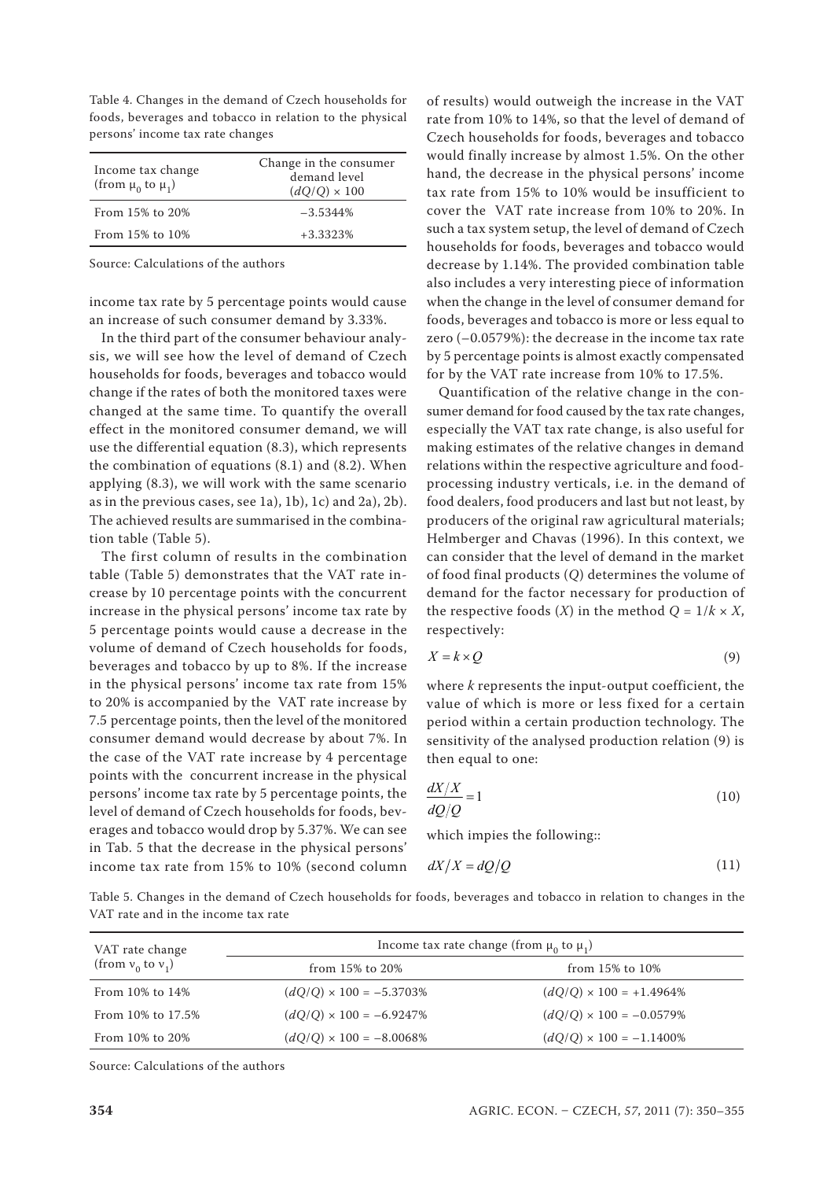Table 4. Changes in the demand of Czech households for foods, beverages and tobacco in relation to the physical persons' income tax rate changes

| Income tax change (from $\mu_0$ to $\mu_1$) | Change in the consumer demand level $(dQ/Q) \times 100$ |
|---|---|
| From 15% to 20% | −3.5344% |
| From 15% to 10% | +3.3323% |

Source: Calculations of the authors

income tax rate by 5 percentage points would cause an increase of such consumer demand by 3.33%.

In the third part of the consumer behaviour analysis, we will see how the level of demand of Czech households for foods, beverages and tobacco would change if the rates of both the monitored taxes were changed at the same time. To quantify the overall effect in the monitored consumer demand, we will use the differential equation (8.3), which represents the combination of equations (8.1) and (8.2). When applying (8.3), we will work with the same scenario as in the previous cases, see 1a), 1b), 1c) and 2a), 2b). The achieved results are summarised in the combination table (Table 5).

The first column of results in the combination table (Table 5) demonstrates that the VAT rate increase by 10 percentage points with the concurrent increase in the physical persons' income tax rate by 5 percentage points would cause a decrease in the volume of demand of Czech households for foods, beverages and tobacco by up to 8%. If the increase in the physical persons' income tax rate from 15% to 20% is accompanied by the VAT rate increase by 7.5 percentage points, then the level of the monitored consumer demand would decrease by about 7%. In the case of the VAT rate increase by 4 percentage points with the concurrent increase in the physical persons' income tax rate by 5 percentage points, the level of demand of Czech households for foods, beverages and tobacco would drop by 5.37%. We can see in Tab. 5 that the decrease in the physical persons' income tax rate from 15% to 10% (second column of results) would outweigh the increase in the VAT rate from 10% to 14%, so that the level of demand of Czech households for foods, beverages and tobacco would finally increase by almost 1.5%. On the other hand, the decrease in the physical persons' income tax rate from 15% to 10% would be insufficient to cover the VAT rate increase from 10% to 20%. In such a tax system setup, the level of demand of Czech households for foods, beverages and tobacco would decrease by 1.14%. The provided combination table also includes a very interesting piece of information when the change in the level of consumer demand for foods, beverages and tobacco is more or less equal to zero (−0.0579%): the decrease in the income tax rate by 5 percentage points is almost exactly compensated for by the VAT rate increase from 10% to 17.5%.

Quantification of the relative change in the consumer demand for food caused by the tax rate changes, especially the VAT tax rate change, is also useful for making estimates of the relative changes in demand relations within the respective agriculture and food-processing industry verticals, i.e. in the demand of food dealers, food producers and last but not least, by producers of the original raw agricultural materials; Helmberger and Chavas (1996). In this context, we can consider that the level of demand in the market of food final products ($Q$) determines the volume of demand for the factor necessary for production of the respective foods ($X$) in the method $Q = 1/k \times X$, respectively:

$$X = k \times Q \tag{9}$$

where $k$ represents the input-output coefficient, the value of which is more or less fixed for a certain period within a certain production technology. The sensitivity of the analysed production relation (9) is then equal to one:

$$\frac{dX/X}{dQ/Q} = 1 \tag{10}$$

which impies the following::

$$dX/X = dQ/Q \tag{11}$$

Table 5. Changes in the demand of Czech households for foods, beverages and tobacco in relation to changes in the VAT rate and in the income tax rate

| VAT rate change (from $v_0$ to $v_1$) | Income tax rate change (from $\mu_0$ to $\mu_1$) | |
|---|---|---|
| | from 15% to 20% | from 15% to 10% |
| From 10% to 14% | $(dQ/Q) \times 100 = -5.3703\%$ | $(dQ/Q) \times 100 = +1.4964\%$ |
| From 10% to 17.5% | $(dQ/Q) \times 100 = -6.9247\%$ | $(dQ/Q) \times 100 = -0.0579\%$ |
| From 10% to 20% | $(dQ/Q) \times 100 = -8.0068\%$ | $(dQ/Q) \times 100 = -1.1400\%$ |

Source: Calculations of the authors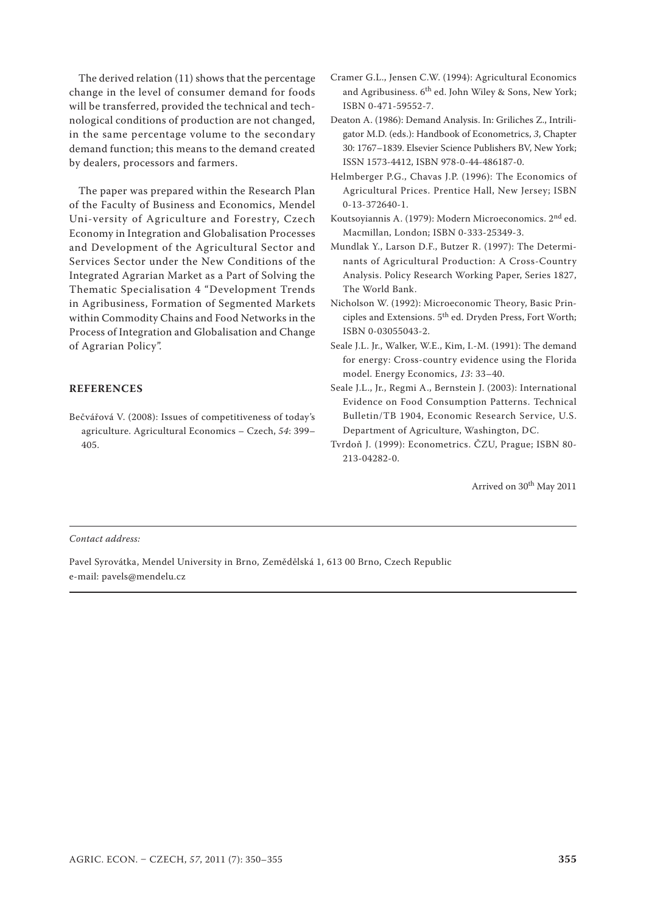The derived relation (11) shows that the percentage change in the level of consumer demand for foods will be transferred, provided the technical and technological conditions of production are not changed, in the same percentage volume to the secondary demand function; this means to the demand created by dealers, processors and farmers.

The paper was prepared within the Research Plan of the Faculty of Business and Economics, Mendel Uni-versity of Agriculture and Forestry, Czech Economy in Integration and Globalisation Processes and Development of the Agricultural Sector and Services Sector under the New Conditions of the Integrated Agrarian Market as a Part of Solving the Thematic Specialisation 4 "Development Trends in Agribusiness, Formation of Segmented Markets within Commodity Chains and Food Networks in the Process of Integration and Globalisation and Change of Agrarian Policy".

## REFERENCES

Bečvářová V. (2008): Issues of competitiveness of today's agriculture. Agricultural Economics – Czech, *54*: 399–405.

Cramer G.L., Jensen C.W. (1994): Agricultural Economics and Agribusiness. 6th ed. John Wiley & Sons, New York; ISBN 0-471-59552-7.

Deaton A. (1986): Demand Analysis. In: Griliches Z., Intriligator M.D. (eds.): Handbook of Econometrics, *3*, Chapter 30: 1767–1839. Elsevier Science Publishers BV, New York; ISSN 1573-4412, ISBN 978-0-44-486187-0.

Helmberger P.G., Chavas J.P. (1996): The Economics of Agricultural Prices. Prentice Hall, New Jersey; ISBN 0-13-372640-1.

Koutsoyiannis A. (1979): Modern Microeconomics. 2nd ed. Macmillan, London; ISBN 0-333-25349-3.

Mundlak Y., Larson D.F., Butzer R. (1997): The Determinants of Agricultural Production: A Cross-Country Analysis. Policy Research Working Paper, Series 1827, The World Bank.

Nicholson W. (1992): Microeconomic Theory, Basic Principles and Extensions. 5th ed. Dryden Press, Fort Worth; ISBN 0-03055043-2.

Seale J.L. Jr., Walker, W.E., Kim, I.-M. (1991): The demand for energy: Cross-country evidence using the Florida model. Energy Economics, *13*: 33–40.

Seale J.L., Jr., Regmi A., Bernstein J. (2003): International Evidence on Food Consumption Patterns. Technical Bulletin/TB 1904, Economic Research Service, U.S. Department of Agriculture, Washington, DC.

Tvrdoň J. (1999): Econometrics. ČZU, Prague; ISBN 80-213-04282-0.

Arrived on 30th May 2011

*Contact address:*

Pavel Syrovátka, Mendel University in Brno, Zemědělská 1, 613 00 Brno, Czech Republic
e-mail: pavels@mendelu.cz